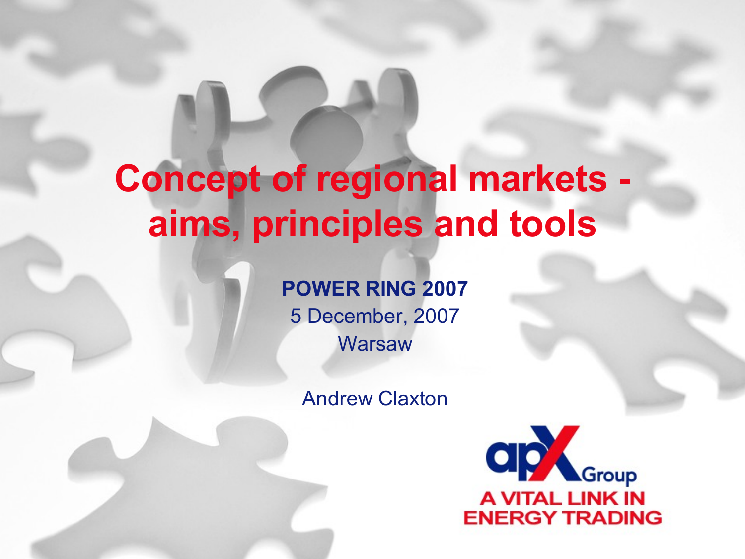# Concept of regional markets - aims, principles and tools

**POWER RING 2007**

5 December, 2007

Warsaw

Andrew Claxton

apX Group

A VITAL LINK IN ENERGY TRADING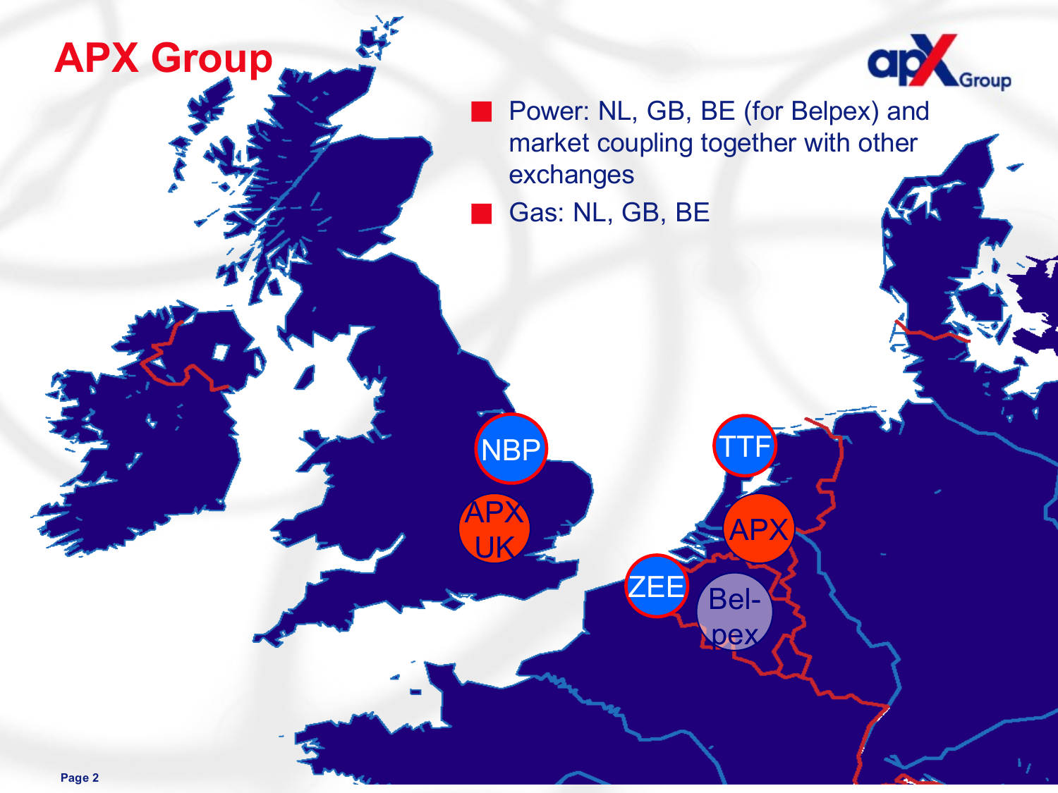# APX Group

- Power: NL, GB, BE (for Belpex) and market coupling together with other exchanges
- Gas: NL, GB, BE

NBP

APX UK

TTF

APX

ZEE

Bel-pex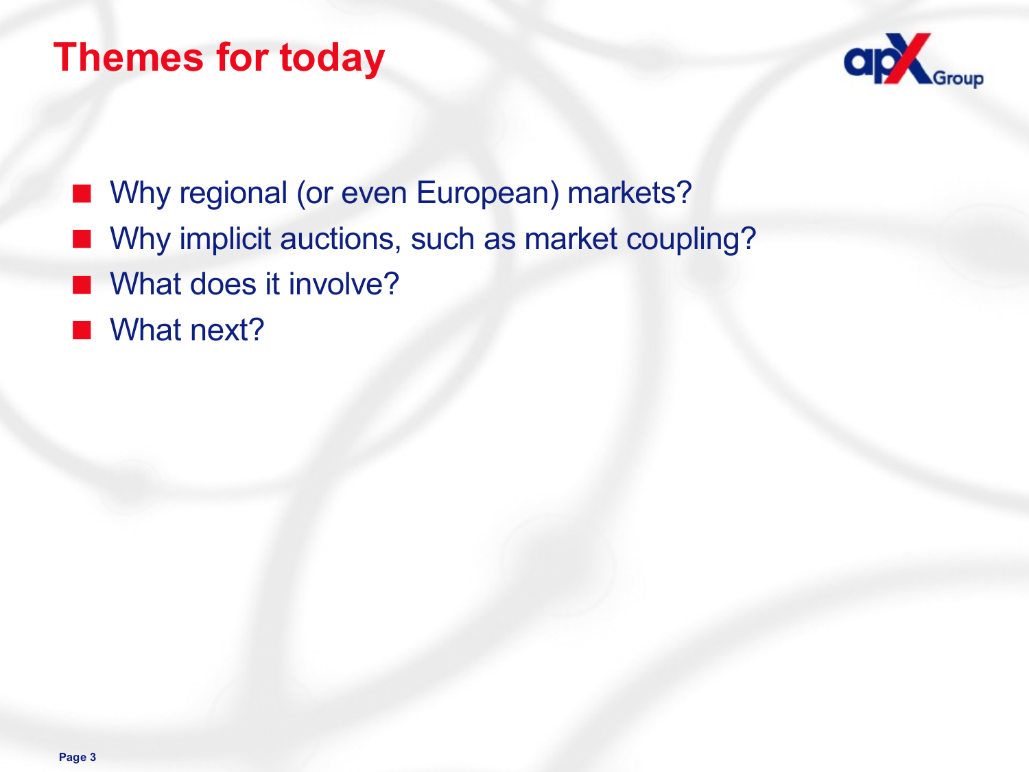# Themes for today

- Why regional (or even European) markets?
- Why implicit auctions, such as market coupling?
- What does it involve?
- What next?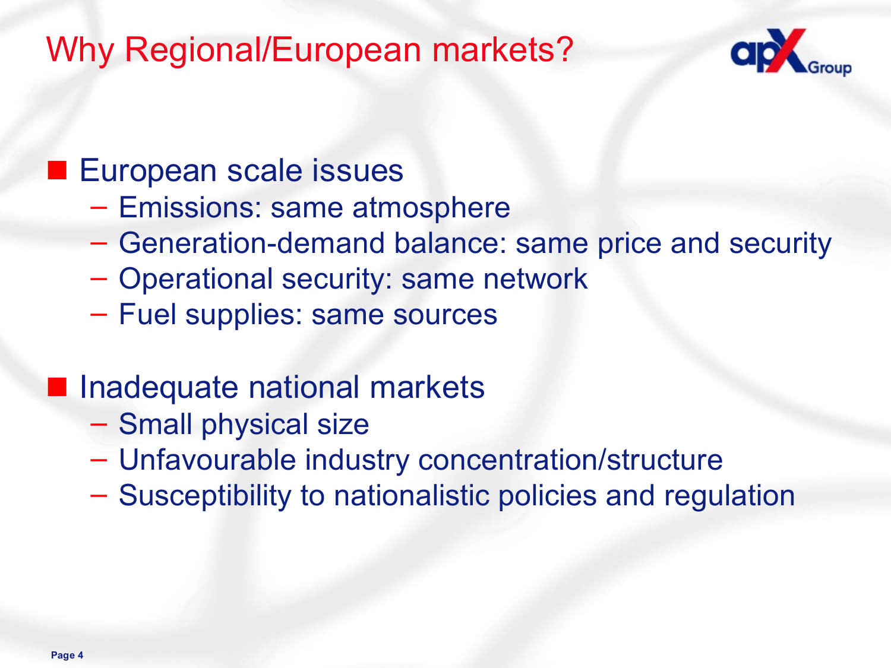# Why Regional/European markets?

- European scale issues
  - Emissions: same atmosphere
  - Generation-demand balance: same price and security
  - Operational security: same network
  - Fuel supplies: same sources

- Inadequate national markets
  - Small physical size
  - Unfavourable industry concentration/structure
  - Susceptibility to nationalistic policies and regulation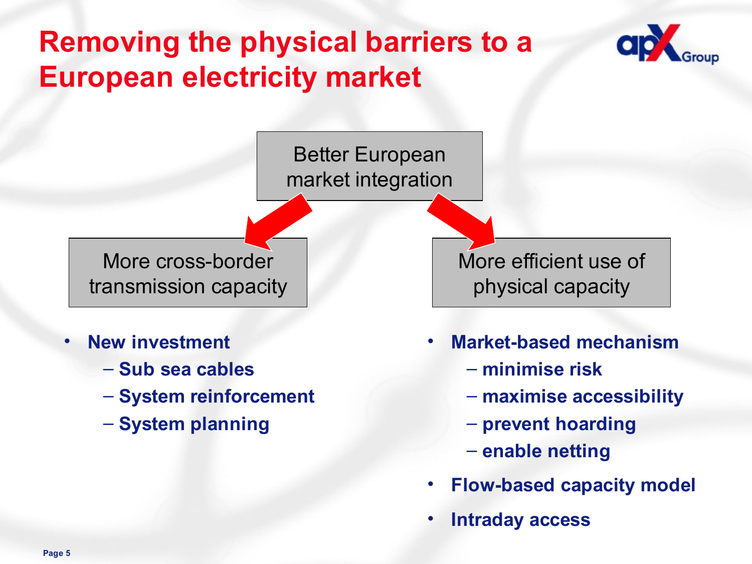# Removing the physical barriers to a European electricity market

Better European market integration

## More cross-border transmission capacity

- **New investment**
  - **Sub sea cables**
  - **System reinforcement**
  - **System planning**

## More efficient use of physical capacity

- **Market-based mechanism**
  - **minimise risk**
  - **maximise accessibility**
  - **prevent hoarding**
  - **enable netting**
- **Flow-based capacity model**
- **Intraday access**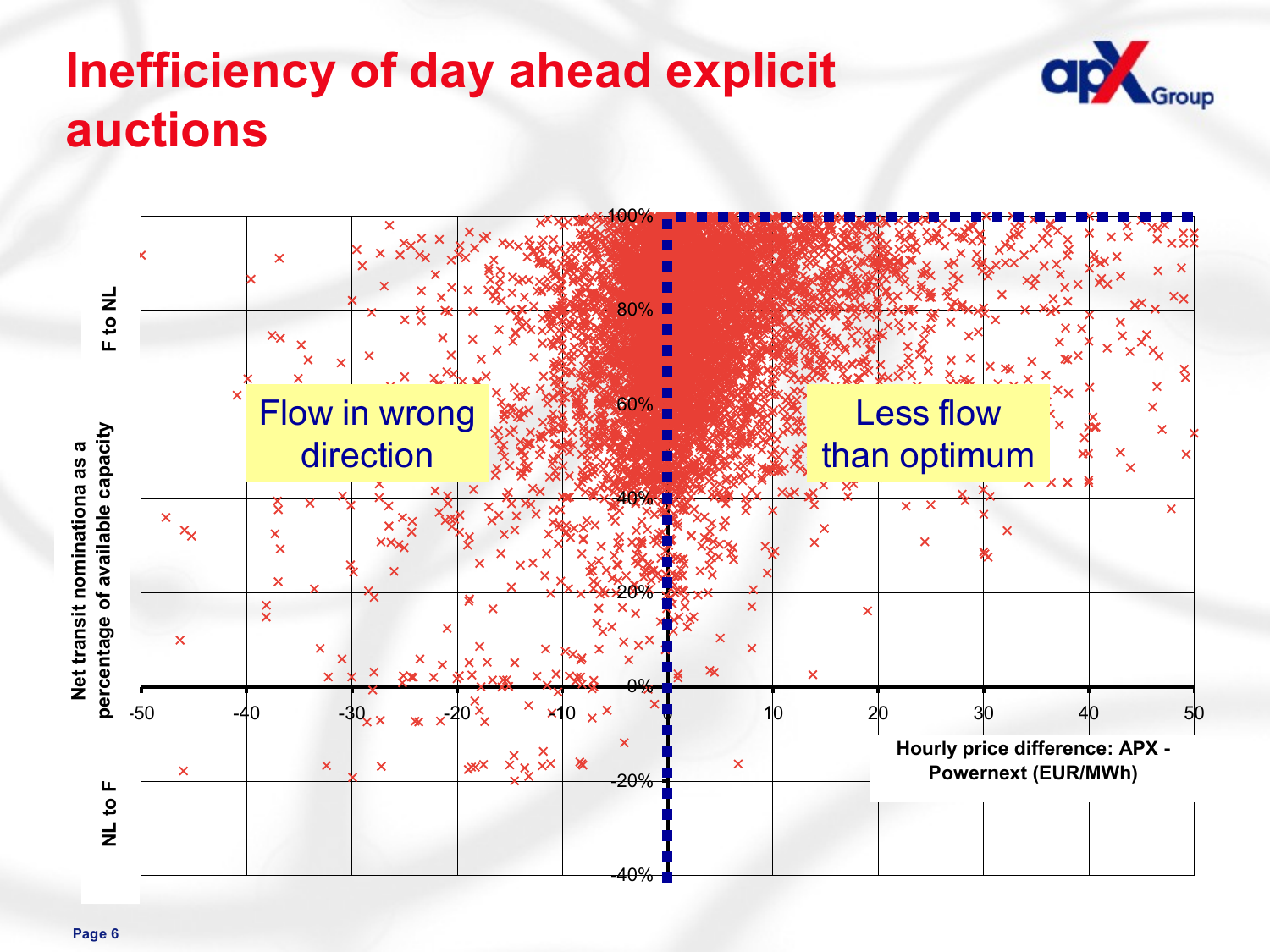# Inefficiency of day ahead explicit auctions

Net transit nominationa as a percentage of available capacity

F to NL

NL to F

Flow in wrong direction

Less flow than optimum

Hourly price difference: APX - Powernext (EUR/MWh)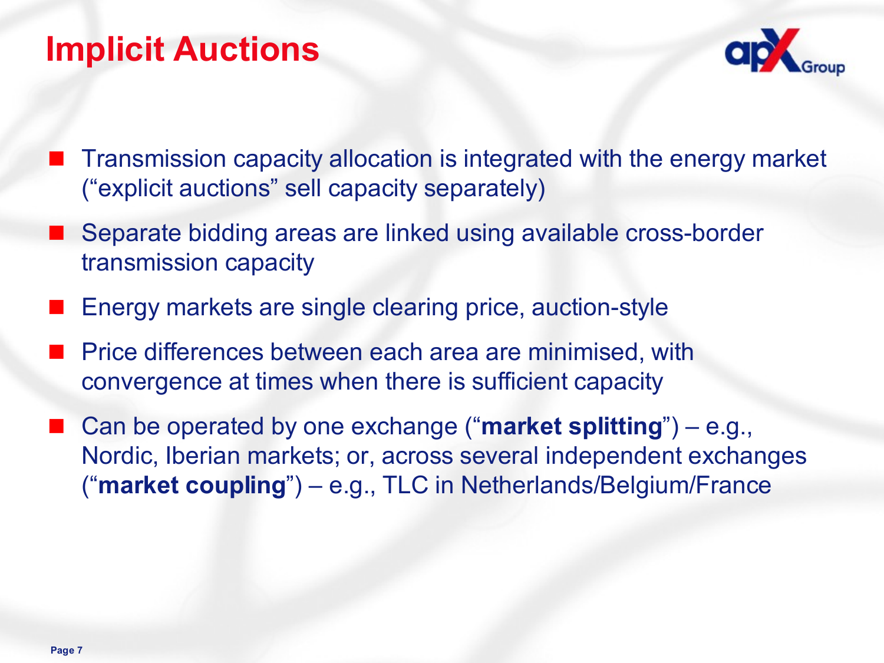# Implicit Auctions

- Transmission capacity allocation is integrated with the energy market ("explicit auctions" sell capacity separately)
- Separate bidding areas are linked using available cross-border transmission capacity
- Energy markets are single clearing price, auction-style
- Price differences between each area are minimised, with convergence at times when there is sufficient capacity
- Can be operated by one exchange ("**market splitting**") – e.g., Nordic, Iberian markets; or, across several independent exchanges ("**market coupling**") – e.g., TLC in Netherlands/Belgium/France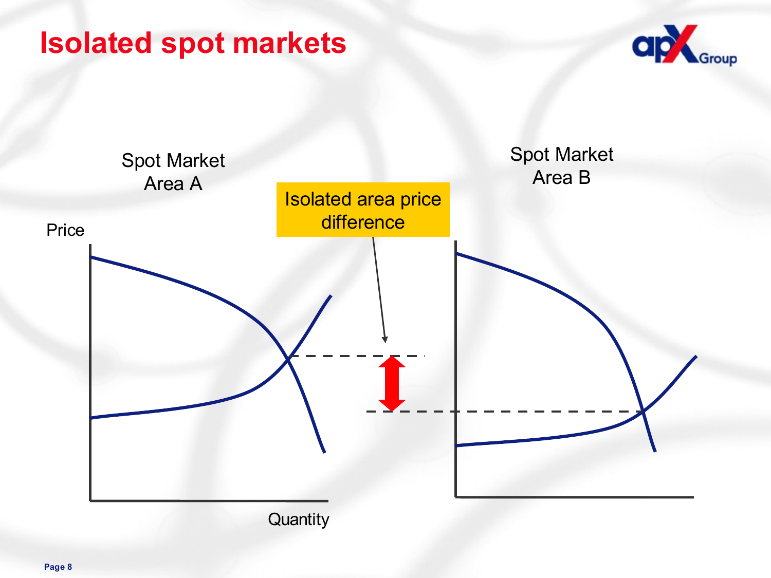# Isolated spot markets

Spot Market Area A

Spot Market Area B

Isolated area price difference

Price

Quantity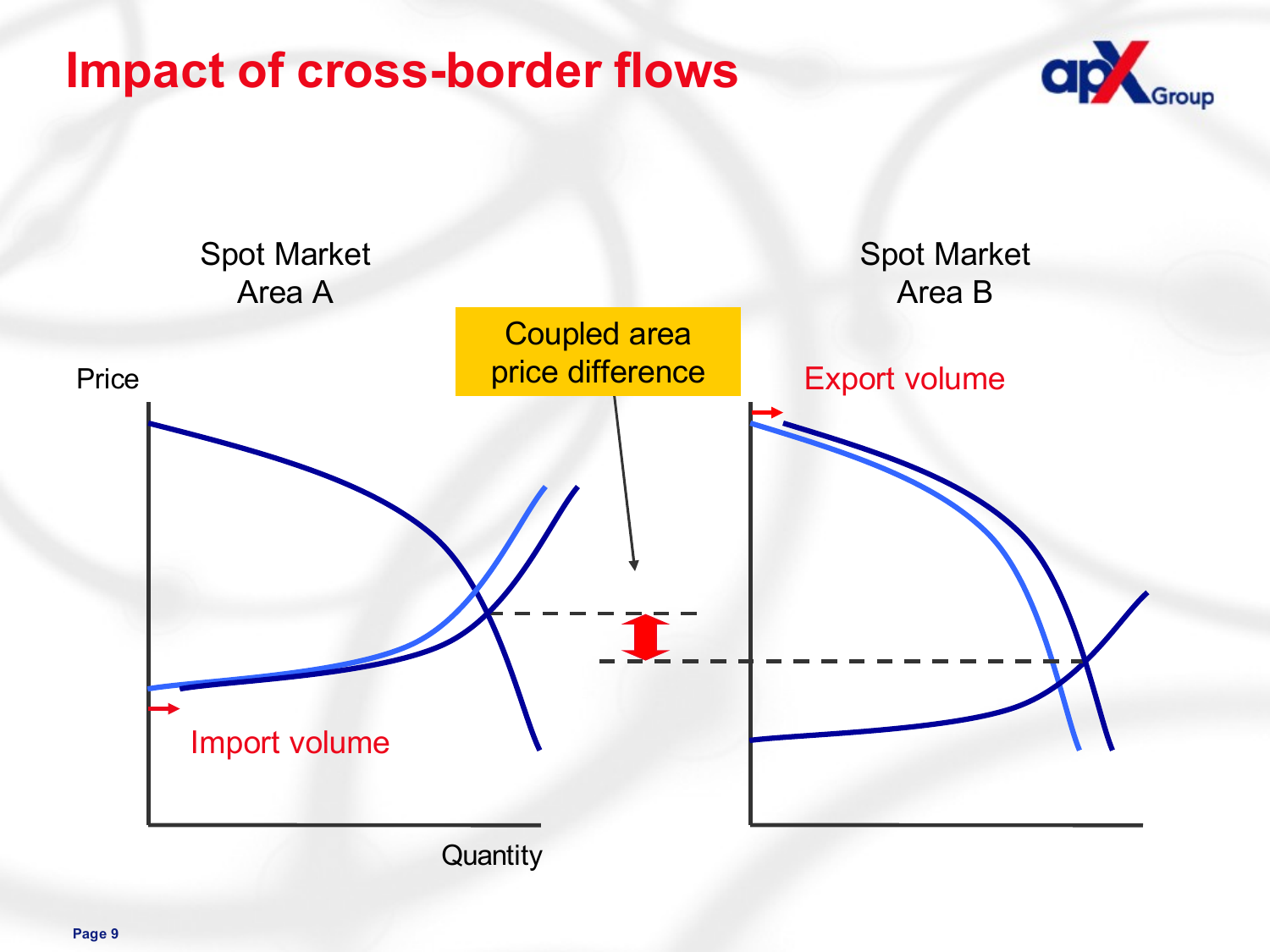# Impact of cross-border flows

Spot Market Area A

Spot Market Area B

Coupled area price difference

Price

Quantity

Import volume

Export volume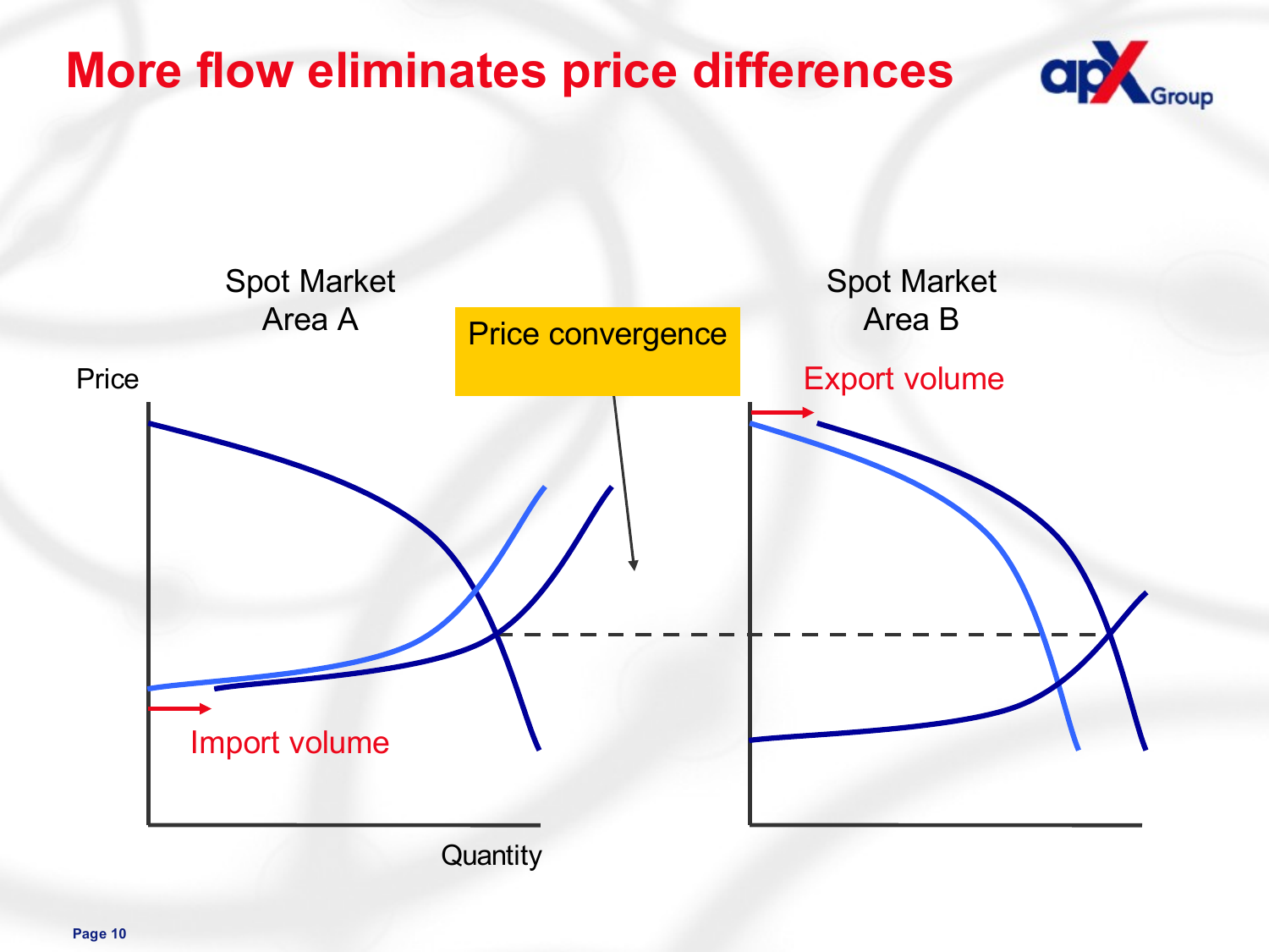# More flow eliminates price differences

Spot Market Area A

Price convergence

Spot Market Area B

Price

Export volume

Import volume

Quantity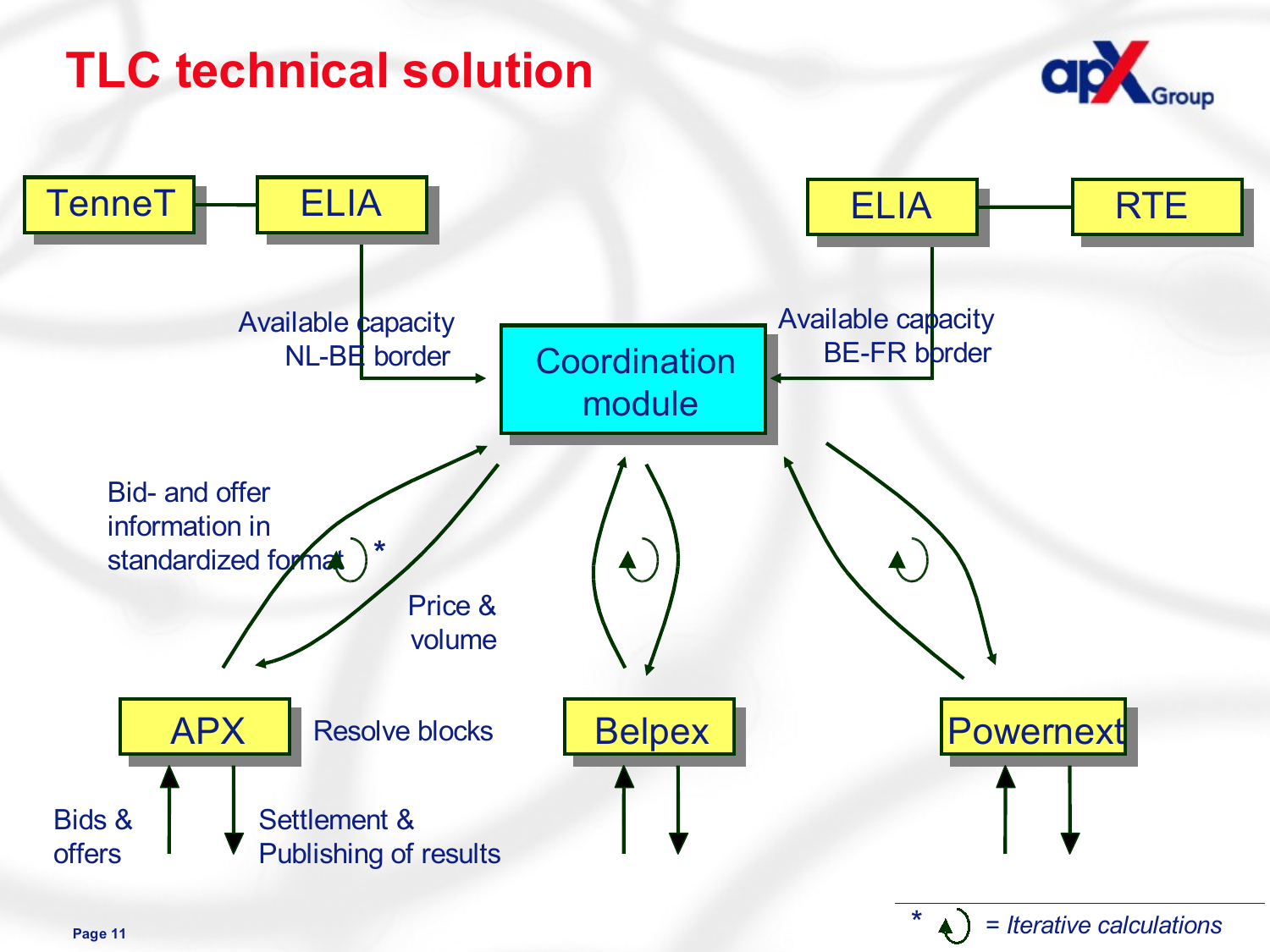# TLC technical solution

TenneT — ELIA

ELIA — RTE

Available capacity NL-BE border

Available capacity BE-FR border

Coordination module

Bid- and offer information in standardized format *

Price & volume

APX

Resolve blocks

Belpex

Powernext

Bids & offers

Settlement & Publishing of results

* = *Iterative calculations*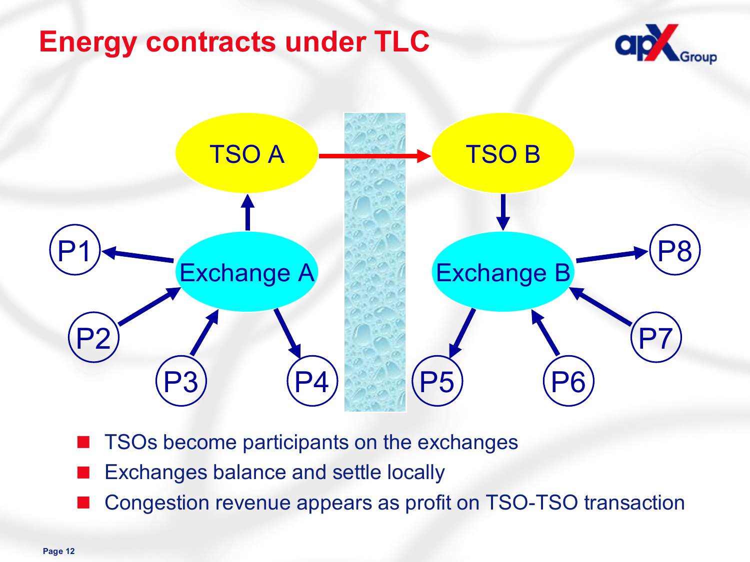# Energy contracts under TLC

TSO A → TSO B

Exchange A: P1, P2, P3, P4

Exchange B: P5, P6, P7, P8

- TSOs become participants on the exchanges
- Exchanges balance and settle locally
- Congestion revenue appears as profit on TSO-TSO transaction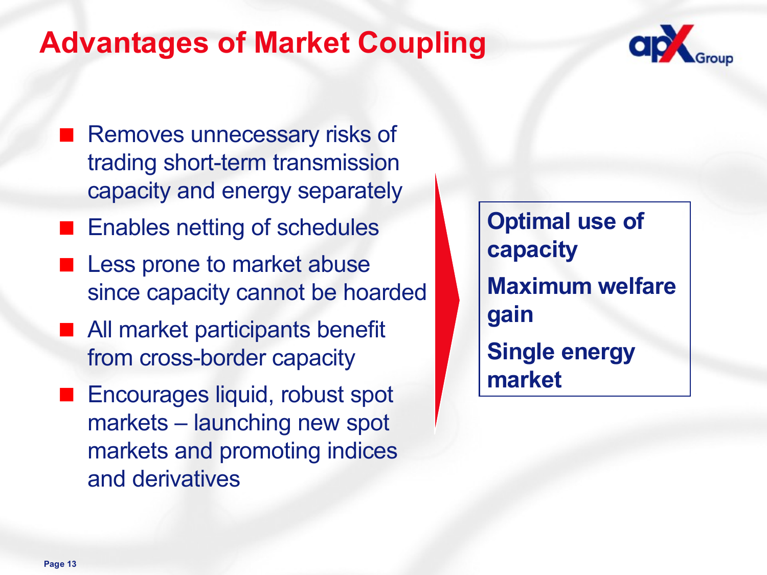# Advantages of Market Coupling

- Removes unnecessary risks of trading short-term transmission capacity and energy separately
- Enables netting of schedules
- Less prone to market abuse since capacity cannot be hoarded
- All market participants benefit from cross-border capacity
- Encourages liquid, robust spot markets – launching new spot markets and promoting indices and derivatives

**Optimal use of capacity**

**Maximum welfare gain**

**Single energy market**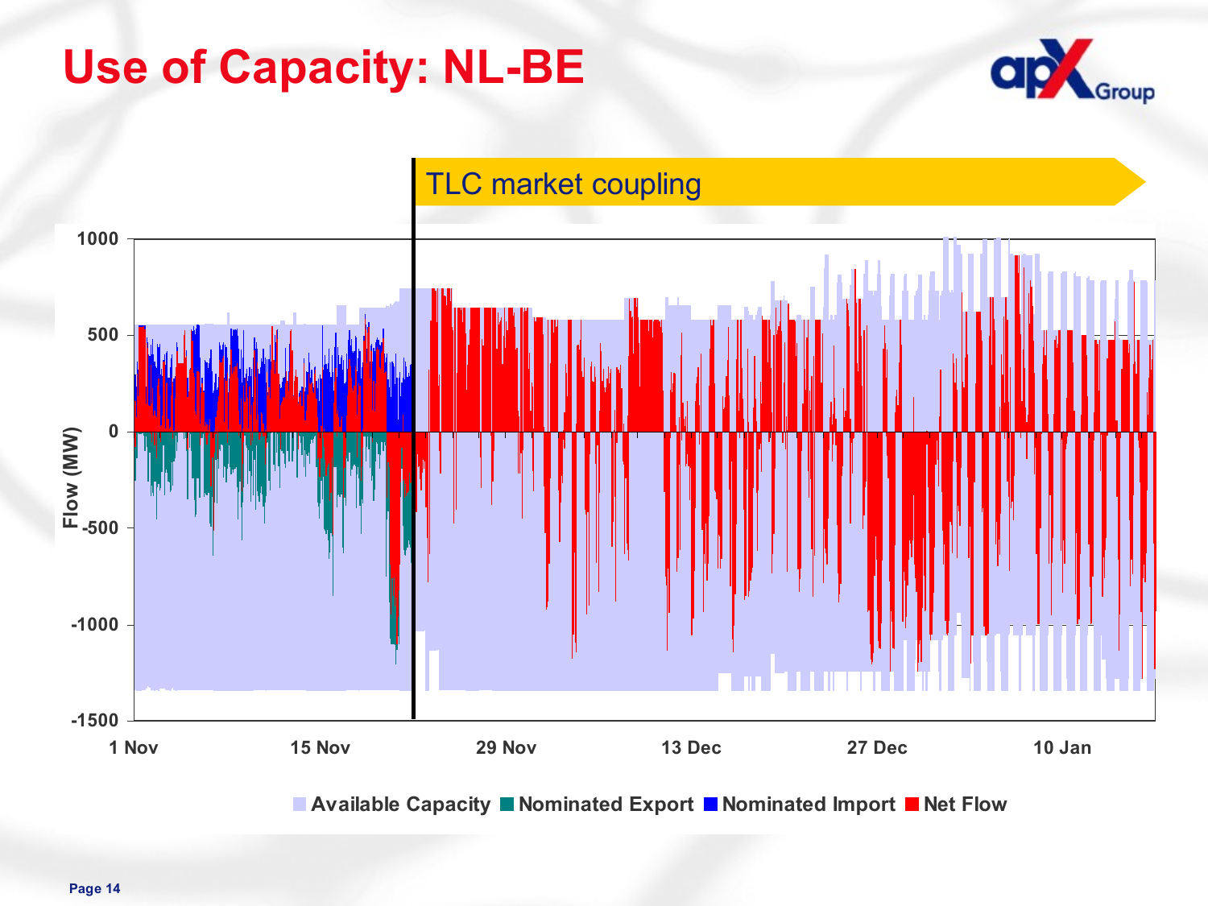# Use of Capacity: NL-BE

TLC market coupling

Flow (MW)

1000
500
0
-500
-1000
-1500

1 Nov | 15 Nov | 29 Nov | 13 Dec | 27 Dec | 10 Jan

Available Capacity | Nominated Export | Nominated Import | Net Flow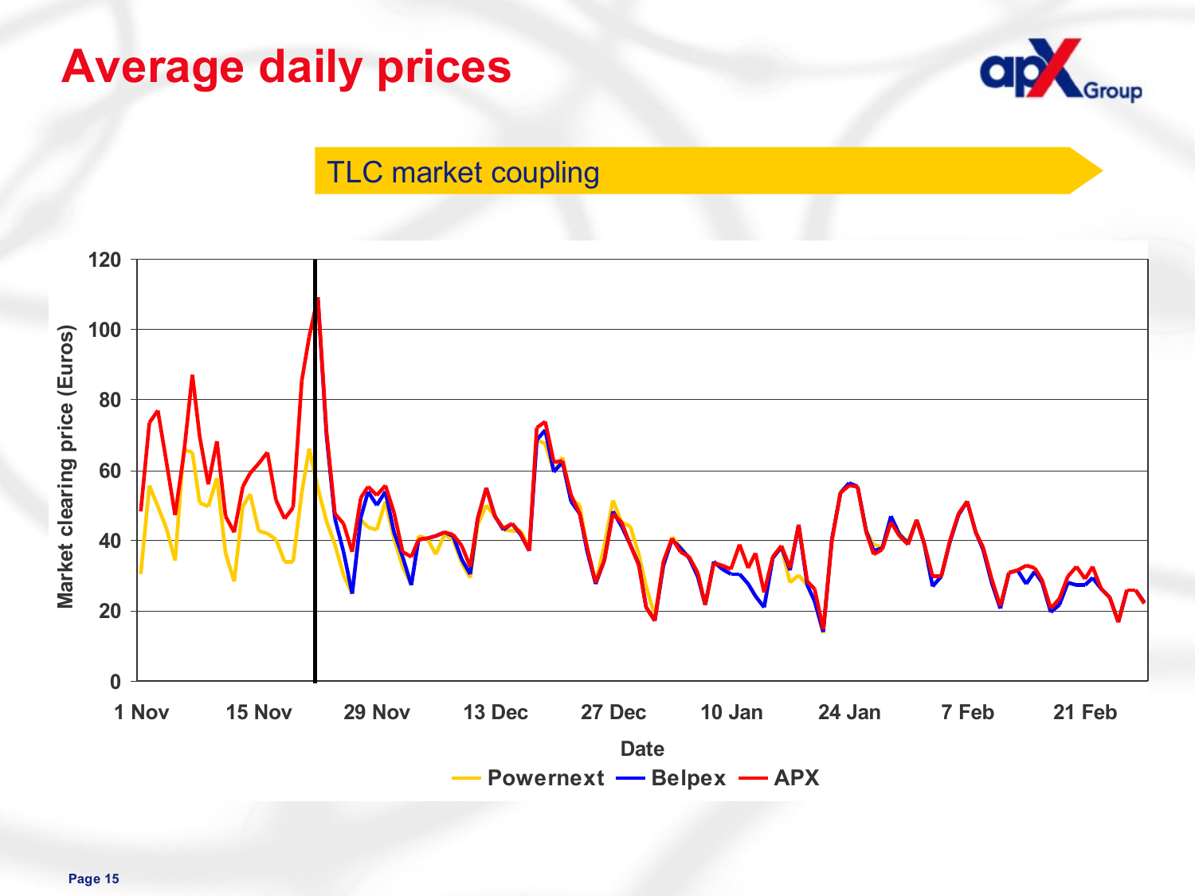# Average daily prices

TLC market coupling

Market clearing price (Euros)

120
100
80
60
40
20
0

1 Nov | 15 Nov | 29 Nov | 13 Dec | 27 Dec | 10 Jan | 24 Jan | 7 Feb | 21 Feb

Date

Powernext — Belpex — APX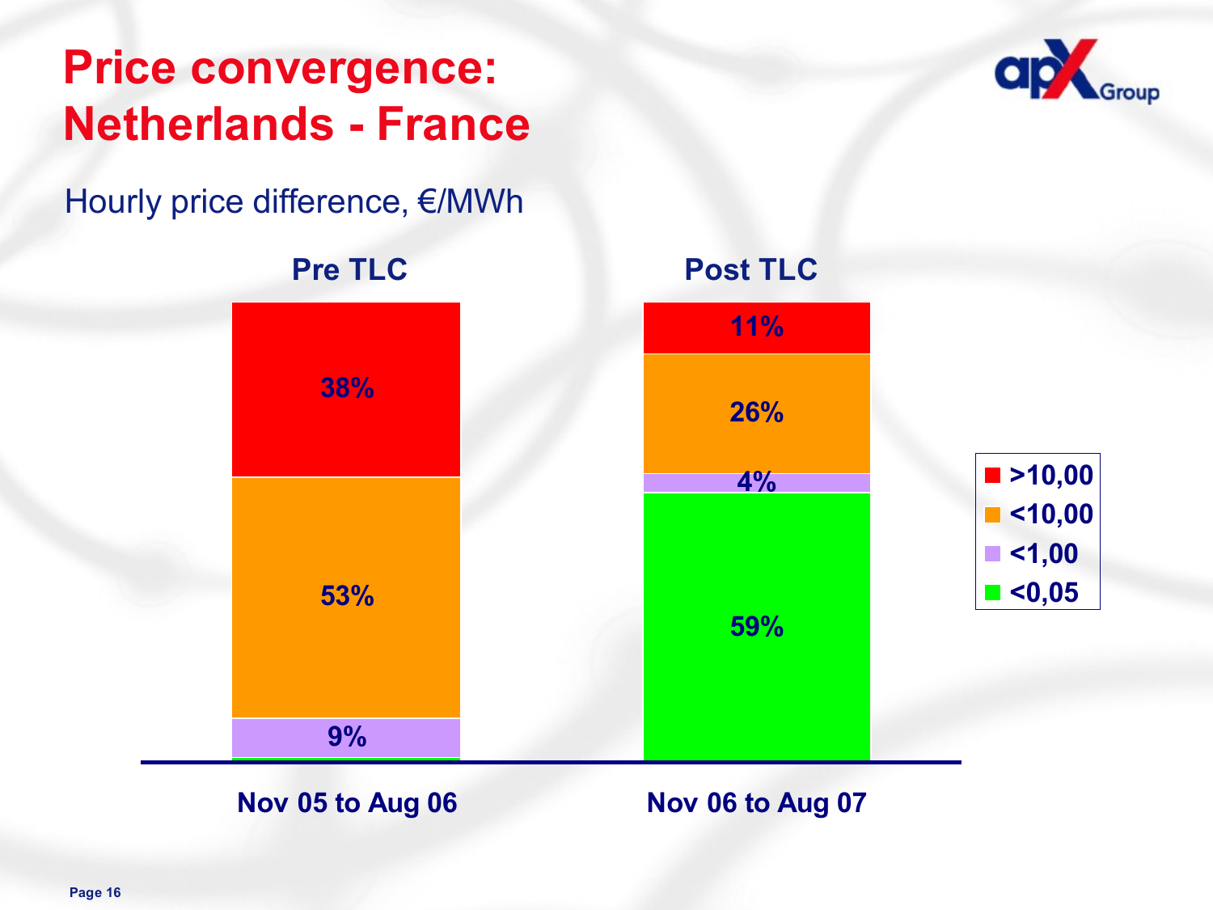# Price convergence: Netherlands - France

Hourly price difference, €/MWh

| | Pre TLC (Nov 05 to Aug 06) | Post TLC (Nov 06 to Aug 07) |
|---|---|---|
| >10,00 | 38% | 11% |
| <10,00 | 53% | 26% |
| <1,00 | 9% | 4% |
| <0,05 | | 59% |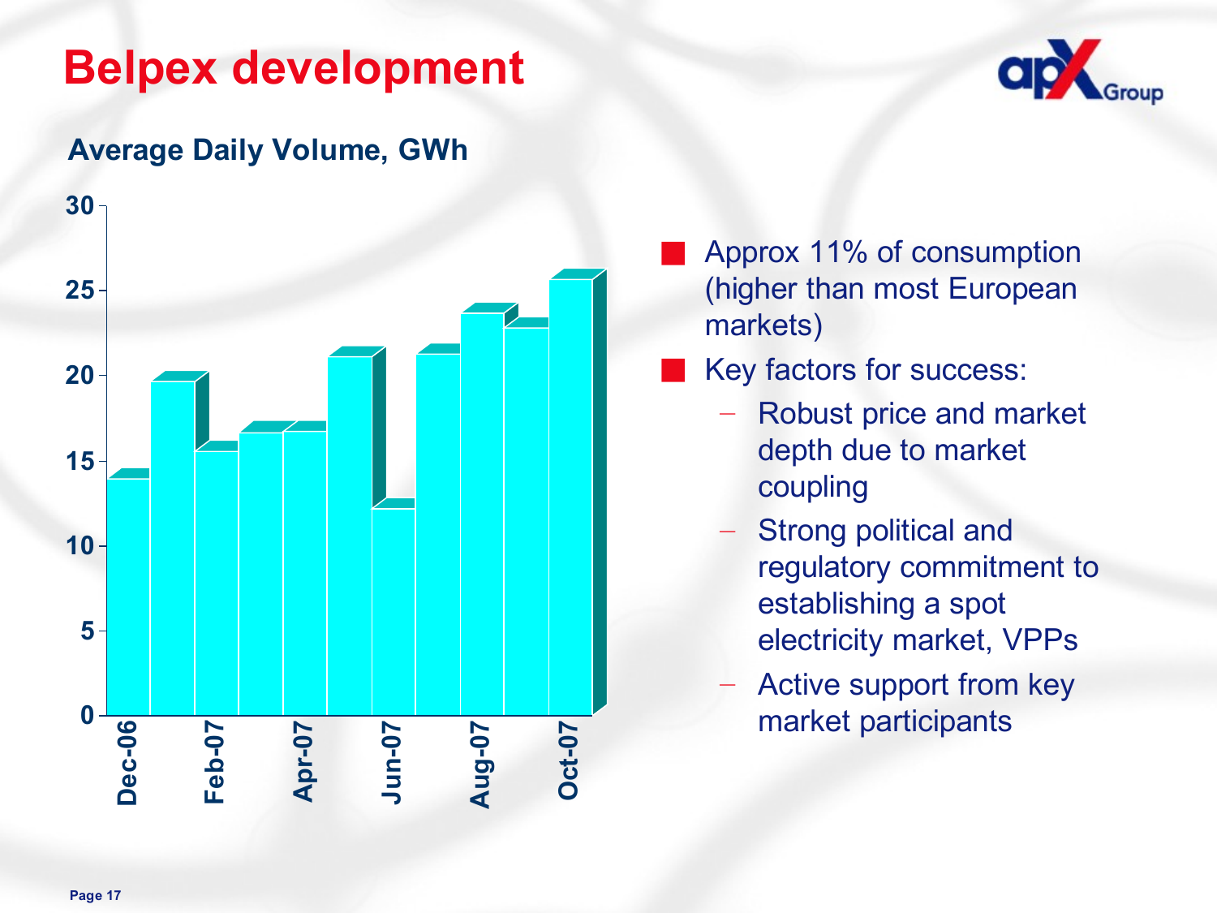# Belpex development

**Average Daily Volume, GWh**

| Month | Average Daily Volume, GWh |
|---|---|
| Dec-06 | ~14 |
| Jan-07 | ~19.6 |
| Feb-07 | ~15.5 |
| Mar-07 | ~16.6 |
| Apr-07 | ~16.7 |
| May-07 | ~21.1 |
| Jun-07 | ~12.2 |
| Jul-07 | ~21.2 |
| Aug-07 | ~23.6 |
| Sep-07 | ~22.8 |
| Oct-07 | ~25.6 |

- Approx 11% of consumption (higher than most European markets)
- Key factors for success:
  - Robust price and market depth due to market coupling
  - Strong political and regulatory commitment to establishing a spot electricity market, VPPs
  - Active support from key market participants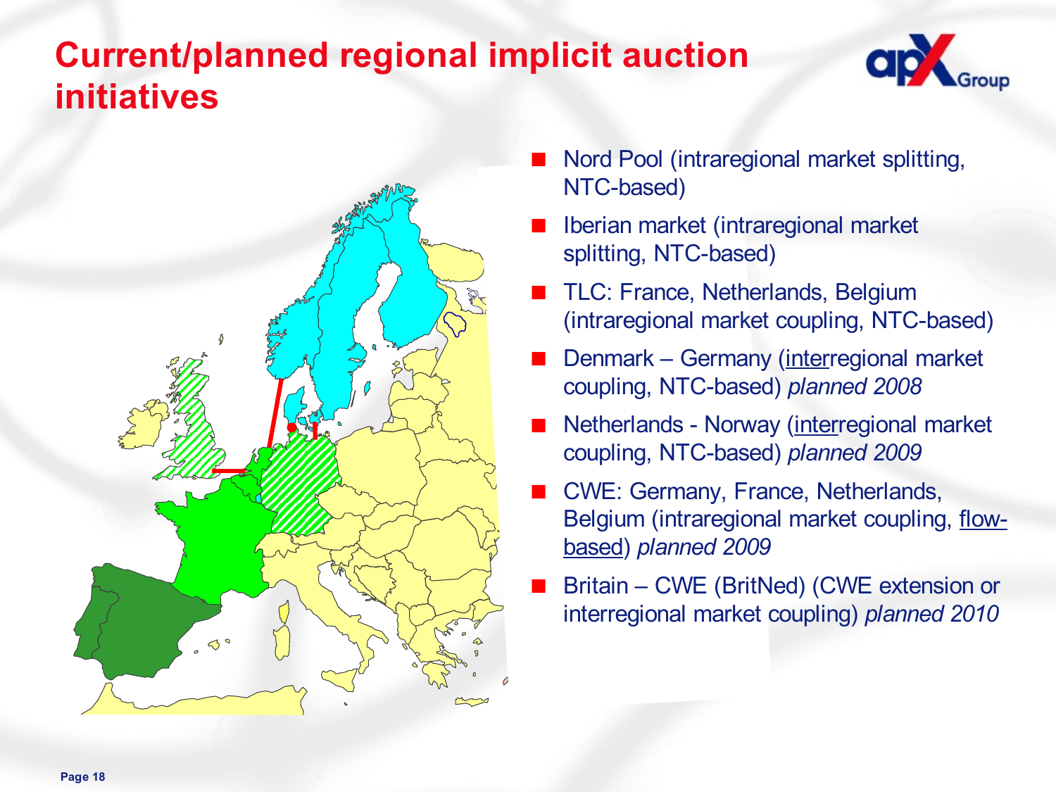# Current/planned regional implicit auction initiatives

- Nord Pool (intraregional market splitting, NTC-based)
- Iberian market (intraregional market splitting, NTC-based)
- TLC: France, Netherlands, Belgium (intraregional market coupling, NTC-based)
- Denmark – Germany (<u>inter</u>regional market coupling, NTC-based) *planned 2008*
- Netherlands - Norway (<u>inter</u>regional market coupling, NTC-based) *planned 2009*
- CWE: Germany, France, Netherlands, Belgium (intraregional market coupling, <u>flow-based</u>) *planned 2009*
- Britain – CWE (BritNed) (CWE extension or interregional market coupling) *planned 2010*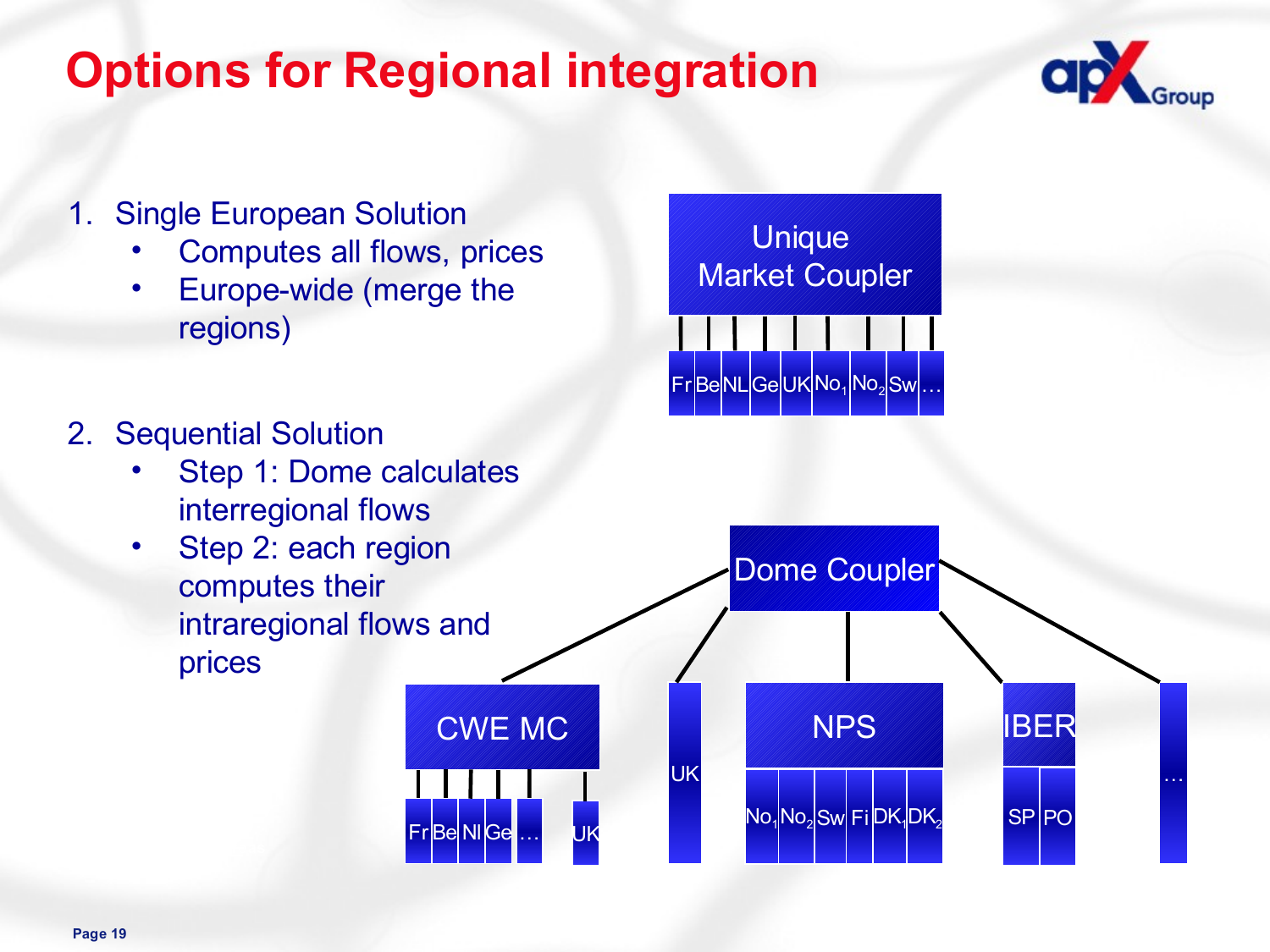# Options for Regional integration

1. Single European Solution
   - Computes all flows, prices
   - Europe-wide (merge the regions)

2. Sequential Solution
   - Step 1: Dome calculates interregional flows
   - Step 2: each region computes their intraregional flows and prices

Unique Market Coupler

Fr | Be | NL | Ge | UK | $No_1$ | $No_2$ | Sw | …

Dome Coupler

CWE MC: Fr | Be | Nl | Ge | … | UK

UK

NPS: $No_1$ | $No_2$ | Sw | Fi | $DK_1$ | $DK_2$

IBER: SP | PO

…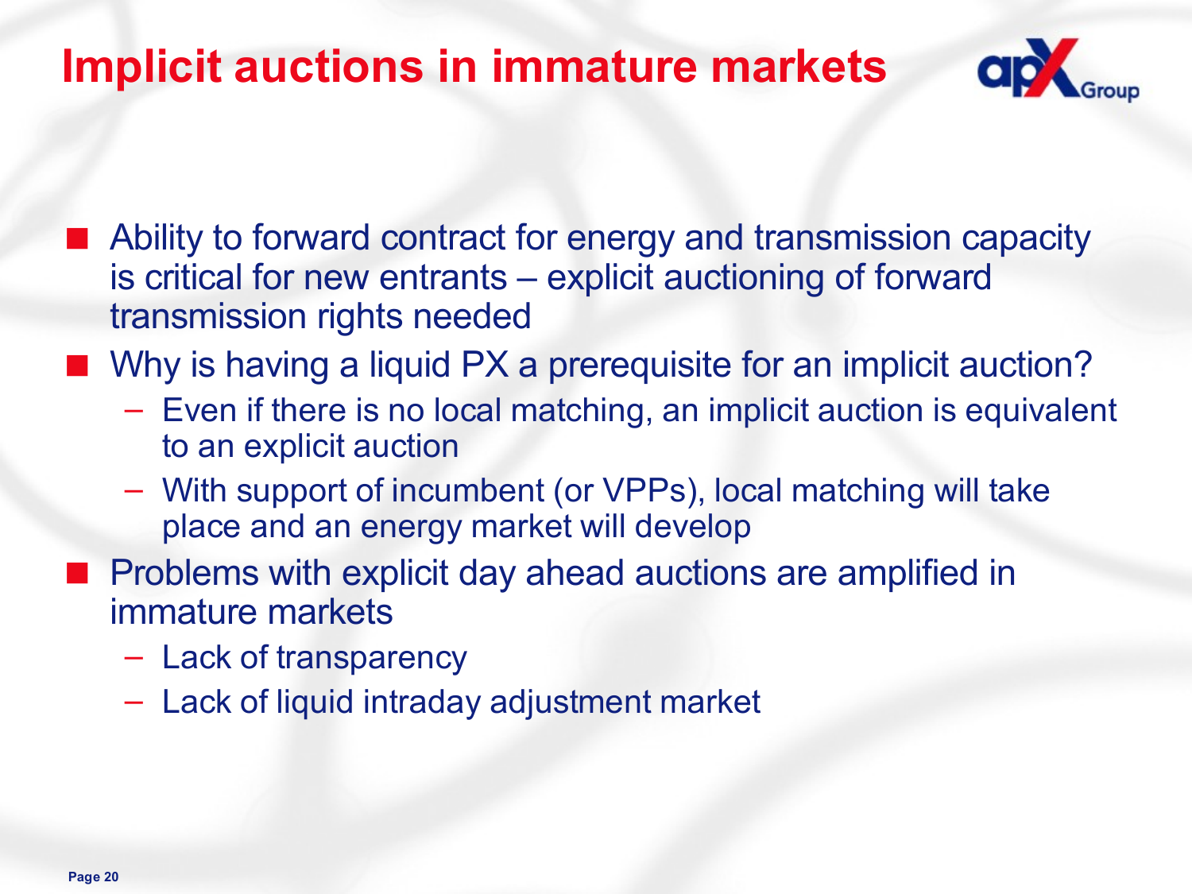# Implicit auctions in immature markets

- Ability to forward contract for energy and transmission capacity is critical for new entrants – explicit auctioning of forward transmission rights needed
- Why is having a liquid PX a prerequisite for an implicit auction?
  - Even if there is no local matching, an implicit auction is equivalent to an explicit auction
  - With support of incumbent (or VPPs), local matching will take place and an energy market will develop
- Problems with explicit day ahead auctions are amplified in immature markets
  - Lack of transparency
  - Lack of liquid intraday adjustment market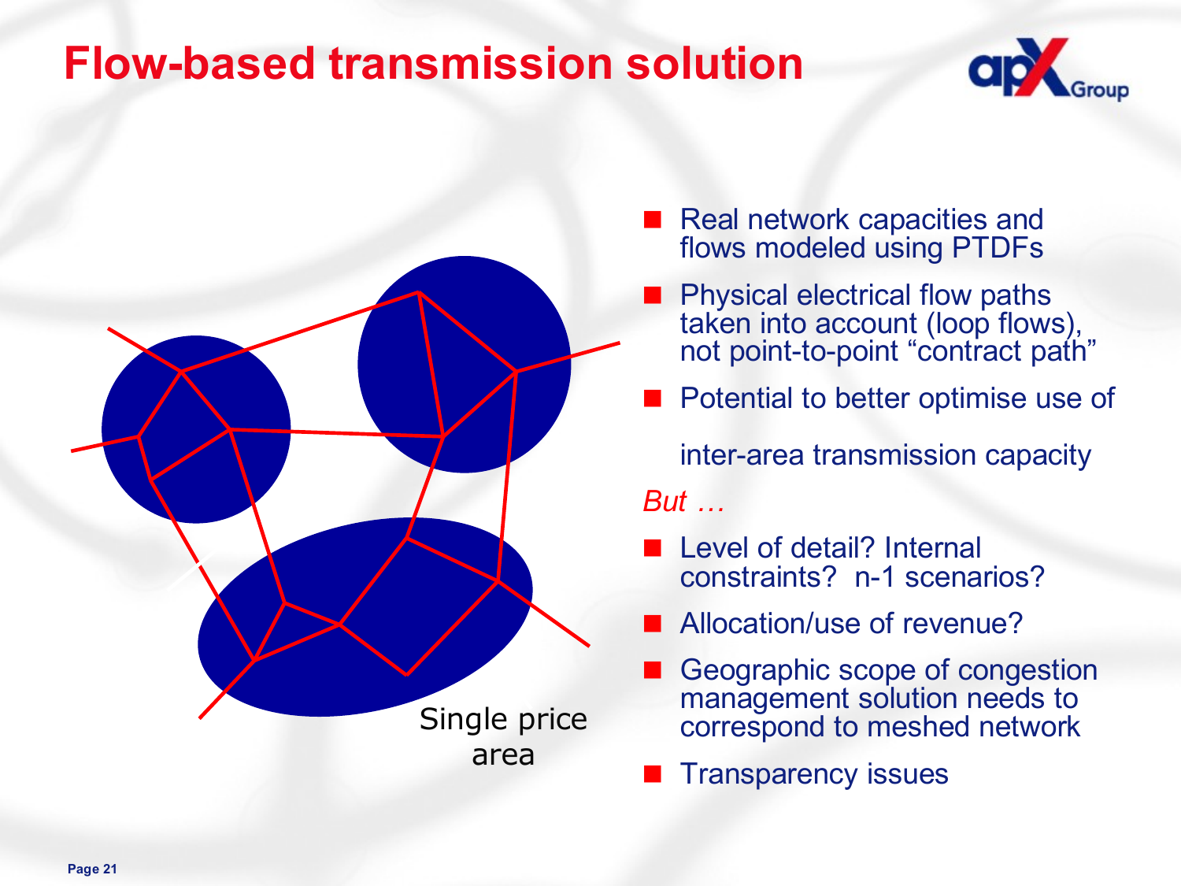# Flow-based transmission solution

Single price area

- Real network capacities and flows modeled using PTDFs
- Physical electrical flow paths taken into account (loop flows), not point-to-point "contract path"
- Potential to better optimise use of inter-area transmission capacity

*But …*

- Level of detail? Internal constraints? n-1 scenarios?
- Allocation/use of revenue?
- Geographic scope of congestion management solution needs to correspond to meshed network
- Transparency issues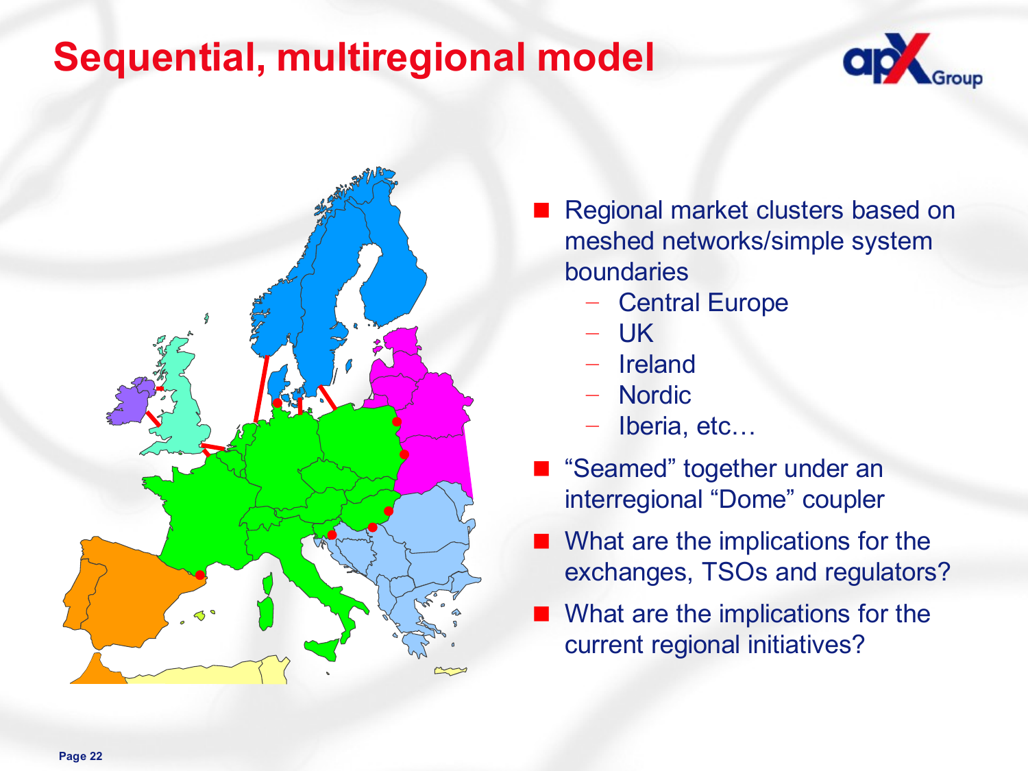# Sequential, multiregional model

- Regional market clusters based on meshed networks/simple system boundaries
  - Central Europe
  - UK
  - Ireland
  - Nordic
  - Iberia, etc…
- “Seamed” together under an interregional “Dome” coupler
- What are the implications for the exchanges, TSOs and regulators?
- What are the implications for the current regional initiatives?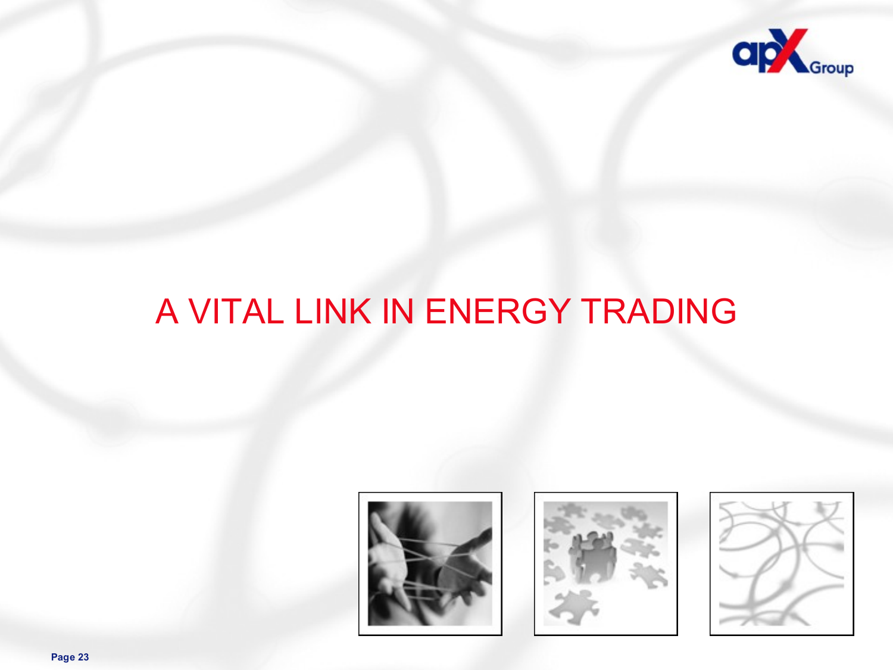# A VITAL LINK IN ENERGY TRADING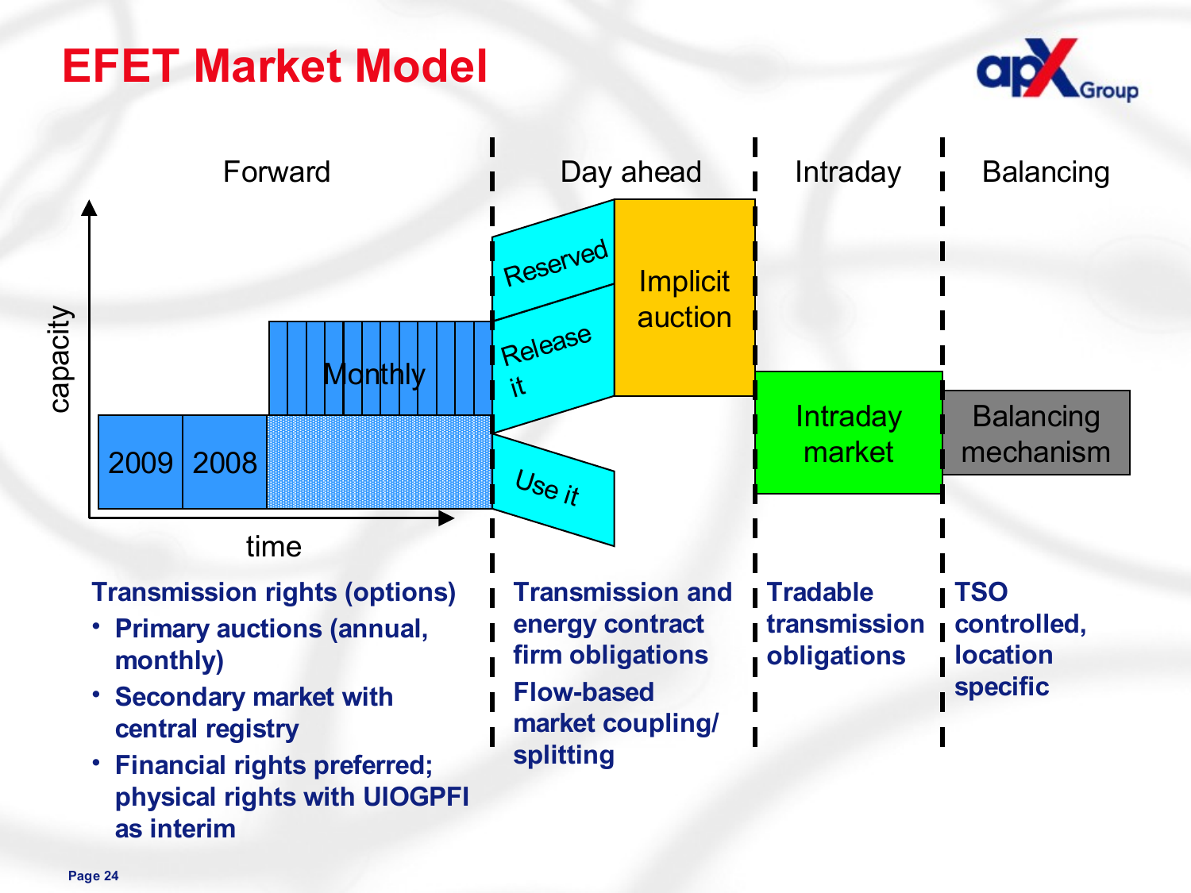# EFET Market Model

Forward

Day ahead

Intraday

Balancing

capacity

time

2009

2008

Monthly

Reserved

Release it

Use it

Implicit auction

Intraday market

Balancing mechanism

**Transmission rights (options)**

- **Primary auctions (annual, monthly)**
- **Secondary market with central registry**
- **Financial rights preferred; physical rights with UIOGPFI as interim**

**Transmission and energy contract firm obligations**

**Flow-based market coupling/ splitting**

**Tradable transmission obligations**

**TSO controlled, location specific**